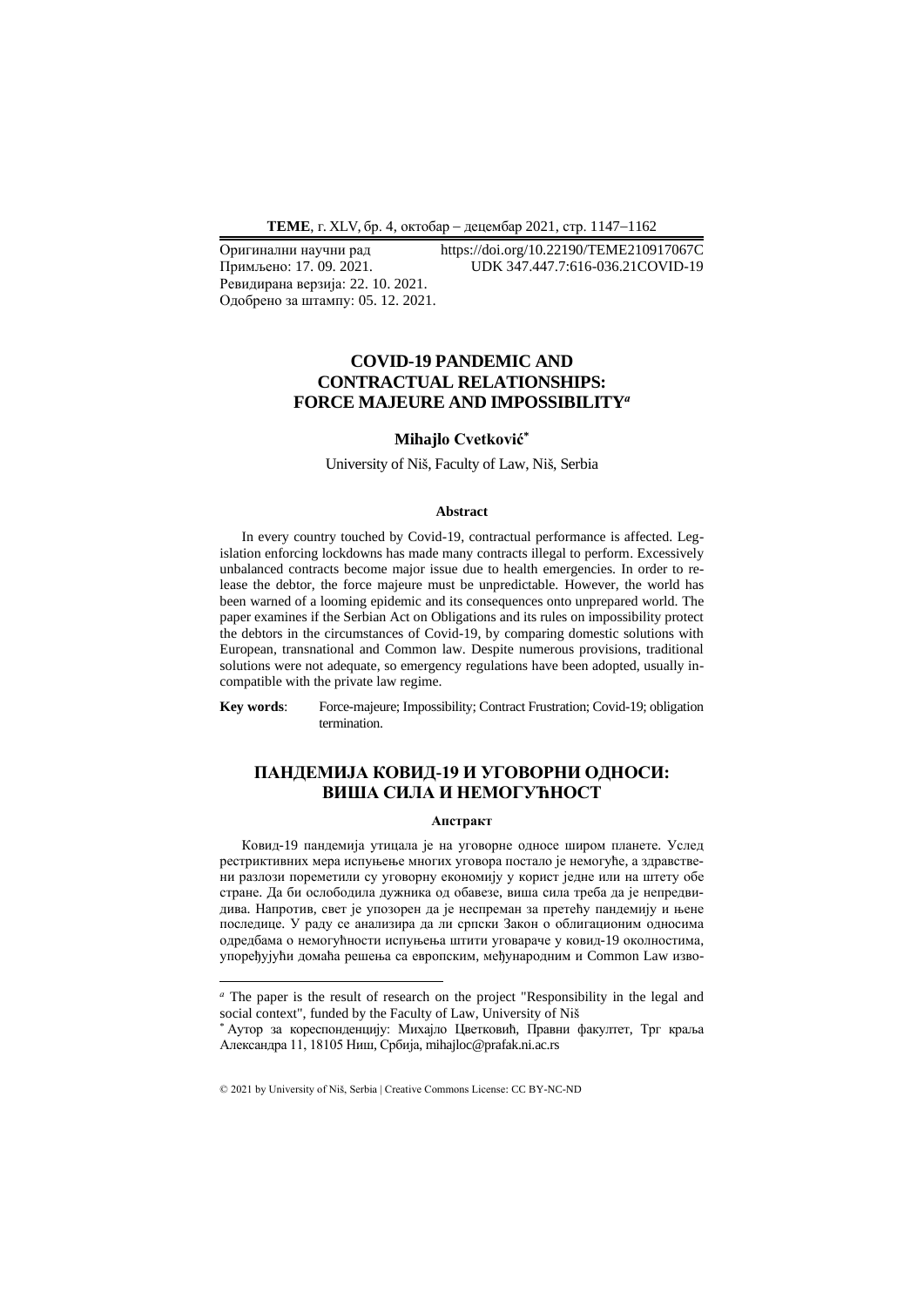Оригинални научни рад https://doi.org/10.22190/TEME210917067C
Примљено: 17. 09. 2021. UDK 347.447.7:616-036.21COVID-19
Ревидирана верзија: 22. 10. 2021.
Одобрено за штампу: 05. 12. 2021.

# COVID-19 PANDEMIC AND CONTRACTUAL RELATIONSHIPS: FORCE MAJEURE AND IMPOSSIBILITY[a]

**Mihajlo Cvetković[*]**

University of Niš, Faculty of Law, Niš, Serbia

### Abstract

In every country touched by Covid-19, contractual performance is affected. Legislation enforcing lockdowns has made many contracts illegal to perform. Excessively unbalanced contracts become major issue due to health emergencies. In order to release the debtor, the force majeure must be unpredictable. However, the world has been warned of a looming epidemic and its consequences onto unprepared world. The paper examines if the Serbian Act on Obligations and its rules on impossibility protect the debtors in the circumstances of Covid-19, by comparing domestic solutions with European, transnational and Common law. Despite numerous provisions, traditional solutions were not adequate, so emergency regulations have been adopted, usually incompatible with the private law regime.

**Key words**: Force-majeure; Impossibility; Contract Frustration; Covid-19; obligation termination.

# ПАНДЕМИЈА КОВИД-19 И УГОВОРНИ ОДНОСИ: ВИША СИЛА И НЕМОГУЋНОСТ

### Апстракт

Ковид-19 пандемија утицала је на уговорне односе широм планете. Услед рестриктивних мера испуњење многих уговора постало је немогуће, а здравствени разлози пореметили су уговорну економију у корист једне или на штету обе стране. Да би ослободила дужника од обавезе, виша сила треба да је непредвидива. Напротив, свет је упозорен да је неспреман за претећу пандемију и њене последице. У раду се анализира да ли српски Закон о облигационим односима одредбама о немогућности испуњења штити уговараче у ковид-19 околностима, упоређујући домаћа решења са европским, међународним и Common Law изво-

---

[a] The paper is the result of research on the project "Responsibility in the legal and social context", funded by the Faculty of Law, University of Niš

[*] Аутор за кореспонденцију: Михајло Цветковић, Правни факултет, Трг краља Александра 11, 18105 Ниш, Србија, mihajloc@prafak.ni.ac.rs

© 2021 by University of Niš, Serbia | Creative Commons License: CC BY-NC-ND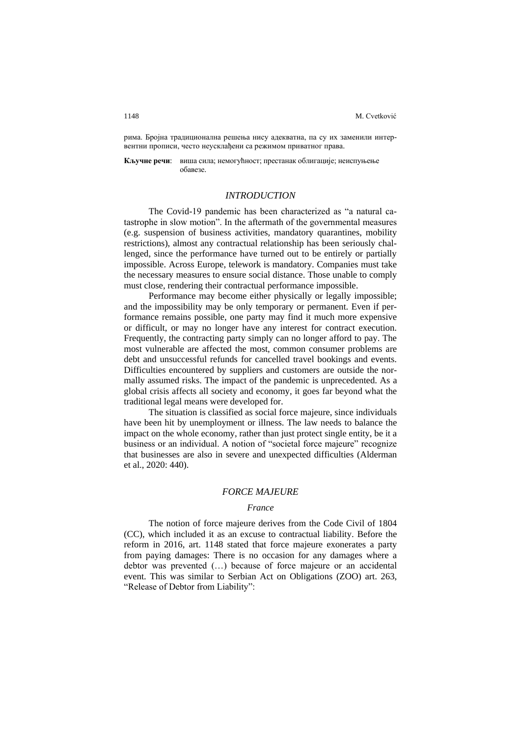рима. Бројна традиционална решења нису адекватна, па су их заменили интервентни прописи, често неусклађени са режимом приватног права.

**Кључне речи**: виша сила; немогућност; престанак облигације; неиспуњење обавезе.

## *INTRODUCTION*

The Covid-19 pandemic has been characterized as "a natural catastrophe in slow motion". In the aftermath of the governmental measures (e.g. suspension of business activities, mandatory quarantines, mobility restrictions), almost any contractual relationship has been seriously challenged, since the performance have turned out to be entirely or partially impossible. Across Europe, telework is mandatory. Companies must take the necessary measures to ensure social distance. Those unable to comply must close, rendering their contractual performance impossible.

Performance may become either physically or legally impossible; and the impossibility may be only temporary or permanent. Even if performance remains possible, one party may find it much more expensive or difficult, or may no longer have any interest for contract execution. Frequently, the contracting party simply can no longer afford to pay. The most vulnerable are affected the most, common consumer problems are debt and unsuccessful refunds for cancelled travel bookings and events. Difficulties encountered by suppliers and customers are outside the normally assumed risks. The impact of the pandemic is unprecedented. As a global crisis affects all society and economy, it goes far beyond what the traditional legal means were developed for.

The situation is classified as social force majeure, since individuals have been hit by unemployment or illness. The law needs to balance the impact on the whole economy, rather than just protect single entity, be it a business or an individual. A notion of "societal force majeure" recognize that businesses are also in severe and unexpected difficulties (Alderman et al., 2020: 440).

## *FORCE MAJEURE*

### *France*

The notion of force majeure derives from the Code Civil of 1804 (CC), which included it as an excuse to contractual liability. Before the reform in 2016, art. 1148 stated that force majeure exonerates a party from paying damages: There is no occasion for any damages where a debtor was prevented (…) because of force majeure or an accidental event. This was similar to Serbian Act on Obligations (ZOO) art. 263, "Release of Debtor from Liability":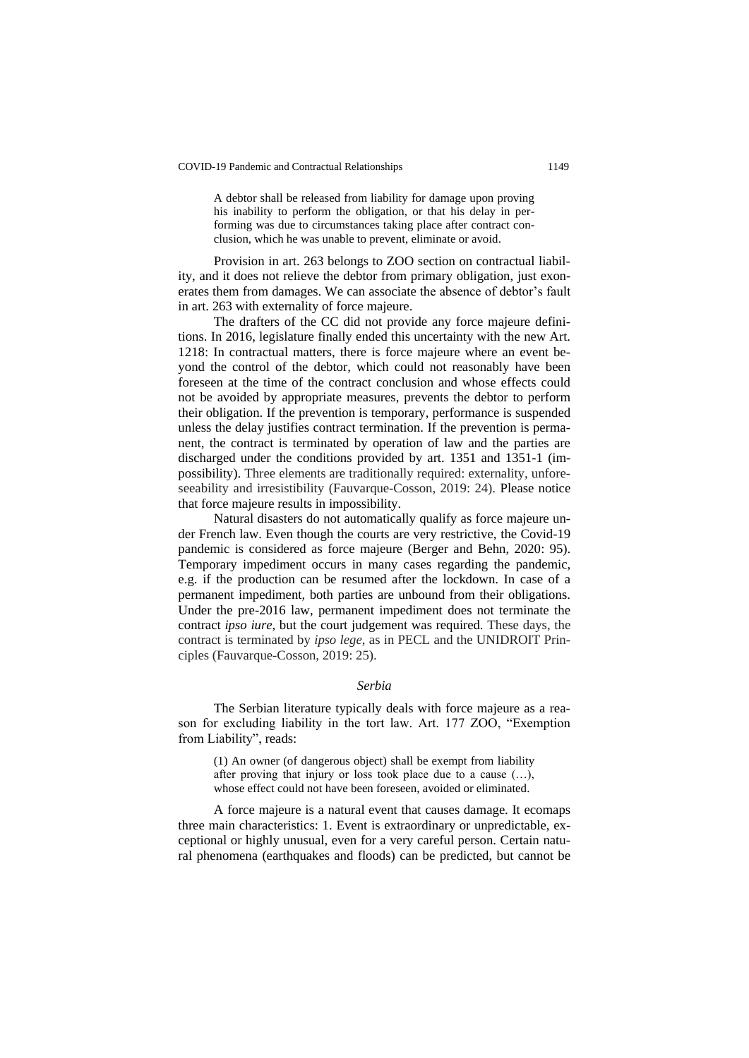> A debtor shall be released from liability for damage upon proving his inability to perform the obligation, or that his delay in performing was due to circumstances taking place after contract conclusion, which he was unable to prevent, eliminate or avoid.

Provision in art. 263 belongs to ZOO section on contractual liability, and it does not relieve the debtor from primary obligation, just exonerates them from damages. We can associate the absence of debtor's fault in art. 263 with externality of force majeure.

The drafters of the CC did not provide any force majeure definitions. In 2016, legislature finally ended this uncertainty with the new Art. 1218: In contractual matters, there is force majeure where an event beyond the control of the debtor, which could not reasonably have been foreseen at the time of the contract conclusion and whose effects could not be avoided by appropriate measures, prevents the debtor to perform their obligation. If the prevention is temporary, performance is suspended unless the delay justifies contract termination. If the prevention is permanent, the contract is terminated by operation of law and the parties are discharged under the conditions provided by art. 1351 and 1351-1 (impossibility). Three elements are traditionally required: externality, unforeseeability and irresistibility (Fauvarque-Cosson, 2019: 24). Please notice that force majeure results in impossibility.

Natural disasters do not automatically qualify as force majeure under French law. Even though the courts are very restrictive, the Covid-19 pandemic is considered as force majeure (Berger and Behn, 2020: 95). Temporary impediment occurs in many cases regarding the pandemic, e.g. if the production can be resumed after the lockdown. In case of a permanent impediment, both parties are unbound from their obligations. Under the pre-2016 law, permanent impediment does not terminate the contract *ipso iure*, but the court judgement was required. These days, the contract is terminated by *ipso lege*, as in PECL and the UNIDROIT Principles (Fauvarque-Cosson, 2019: 25).

### *Serbia*

The Serbian literature typically deals with force majeure as a reason for excluding liability in the tort law. Art. 177 ZOO, "Exemption from Liability", reads:

> (1) An owner (of dangerous object) shall be exempt from liability after proving that injury or loss took place due to a cause (…), whose effect could not have been foreseen, avoided or eliminated.

A force majeure is a natural event that causes damage. It ecomaps three main characteristics: 1. Event is extraordinary or unpredictable, exceptional or highly unusual, even for a very careful person. Certain natural phenomena (earthquakes and floods) can be predicted, but cannot be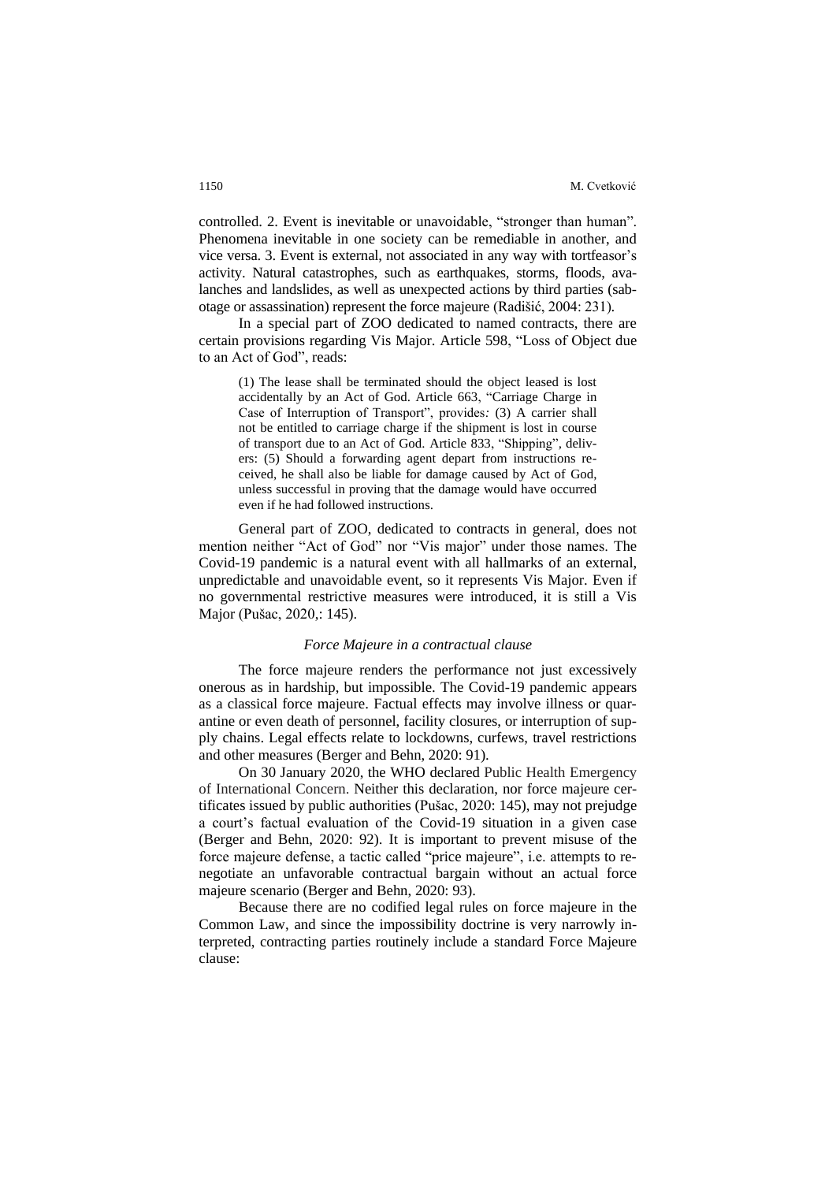controlled. 2. Event is inevitable or unavoidable, "stronger than human". Phenomena inevitable in one society can be remediable in another, and vice versa. 3. Event is external, not associated in any way with tortfeasor's activity. Natural catastrophes, such as earthquakes, storms, floods, avalanches and landslides, as well as unexpected actions by third parties (sabotage or assassination) represent the force majeure (Radišić, 2004: 231).

In a special part of ZOO dedicated to named contracts, there are certain provisions regarding Vis Major. Article 598, "Loss of Object due to an Act of God", reads:

> (1) The lease shall be terminated should the object leased is lost accidentally by an Act of God. Article 663, "Carriage Charge in Case of Interruption of Transport", provides*:* (3) A carrier shall not be entitled to carriage charge if the shipment is lost in course of transport due to an Act of God. Article 833, "Shipping", delivers: (5) Should a forwarding agent depart from instructions received, he shall also be liable for damage caused by Act of God, unless successful in proving that the damage would have occurred even if he had followed instructions.

General part of ZOO, dedicated to contracts in general, does not mention neither "Act of God" nor "Vis major" under those names. The Covid-19 pandemic is a natural event with all hallmarks of an external, unpredictable and unavoidable event, so it represents Vis Major. Even if no governmental restrictive measures were introduced, it is still a Vis Major (Pušac, 2020,: 145).

*Force Majeure in a contractual clause*

The force majeure renders the performance not just excessively onerous as in hardship, but impossible. The Covid-19 pandemic appears as a classical force majeure. Factual effects may involve illness or quarantine or even death of personnel, facility closures, or interruption of supply chains. Legal effects relate to lockdowns, curfews, travel restrictions and other measures (Berger and Behn, 2020: 91).

On 30 January 2020, the WHO declared Public Health Emergency of International Concern. Neither this declaration, nor force majeure certificates issued by public authorities (Pušac, 2020: 145), may not prejudge a court's factual evaluation of the Covid-19 situation in a given case (Berger and Behn, 2020: 92). It is important to prevent misuse of the force majeure defense, a tactic called "price majeure", i.e. attempts to renegotiate an unfavorable contractual bargain without an actual force majeure scenario (Berger and Behn, 2020: 93).

Because there are no codified legal rules on force majeure in the Common Law, and since the impossibility doctrine is very narrowly interpreted, contracting parties routinely include a standard Force Majeure clause: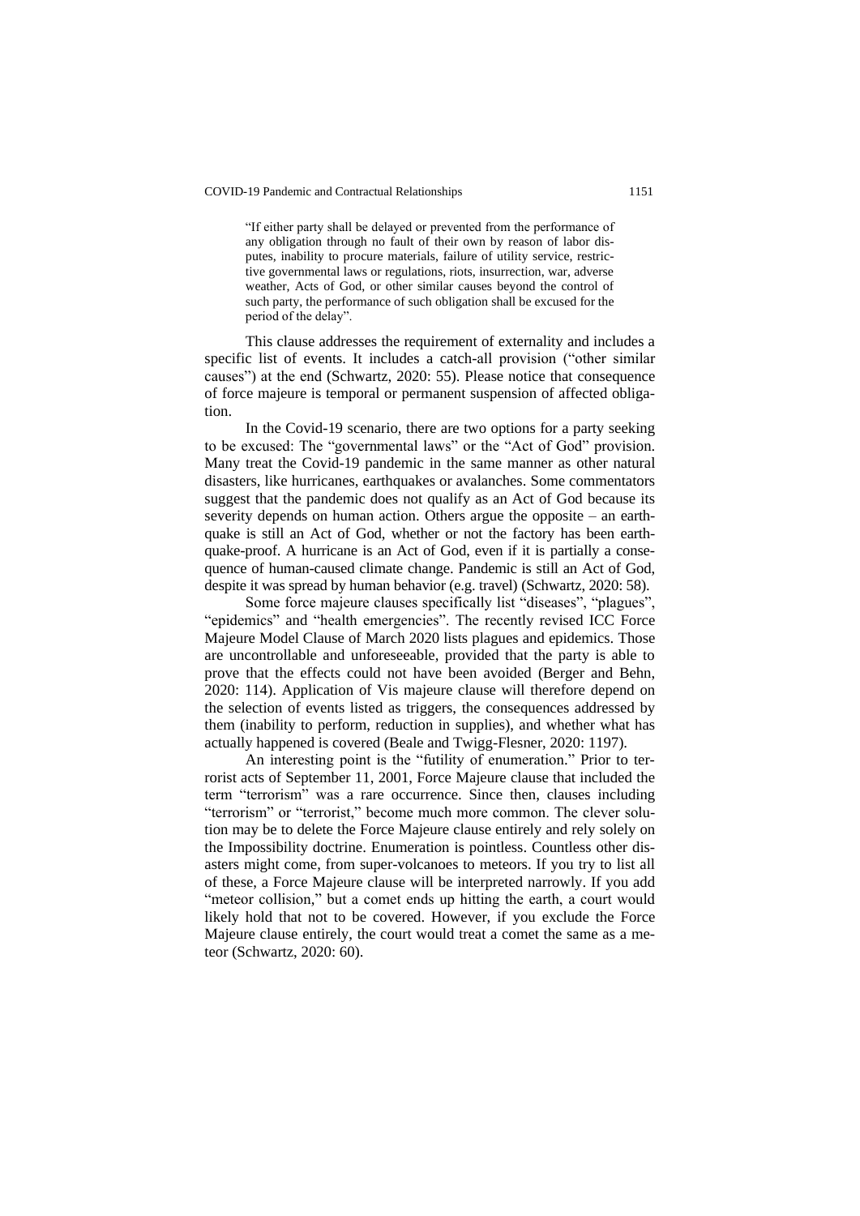> "If either party shall be delayed or prevented from the performance of any obligation through no fault of their own by reason of labor disputes, inability to procure materials, failure of utility service, restrictive governmental laws or regulations, riots, insurrection, war, adverse weather, Acts of God, or other similar causes beyond the control of such party, the performance of such obligation shall be excused for the period of the delay".

This clause addresses the requirement of externality and includes a specific list of events. It includes a catch-all provision ("other similar causes") at the end (Schwartz, 2020: 55). Please notice that consequence of force majeure is temporal or permanent suspension of affected obligation.

In the Covid-19 scenario, there are two options for a party seeking to be excused: The "governmental laws" or the "Act of God" provision. Many treat the Covid-19 pandemic in the same manner as other natural disasters, like hurricanes, earthquakes or avalanches. Some commentators suggest that the pandemic does not qualify as an Act of God because its severity depends on human action. Others argue the opposite – an earthquake is still an Act of God, whether or not the factory has been earthquake-proof. A hurricane is an Act of God, even if it is partially a consequence of human-caused climate change. Pandemic is still an Act of God, despite it was spread by human behavior (e.g. travel) (Schwartz, 2020: 58).

Some force majeure clauses specifically list "diseases", "plagues", "epidemics" and "health emergencies". The recently revised ICC Force Majeure Model Clause of March 2020 lists plagues and epidemics. Those are uncontrollable and unforeseeable, provided that the party is able to prove that the effects could not have been avoided (Berger and Behn, 2020: 114). Application of Vis majeure clause will therefore depend on the selection of events listed as triggers, the consequences addressed by them (inability to perform, reduction in supplies), and whether what has actually happened is covered (Beale and Twigg-Flesner, 2020: 1197).

An interesting point is the "futility of enumeration." Prior to terrorist acts of September 11, 2001, Force Majeure clause that included the term "terrorism" was a rare occurrence. Since then, clauses including "terrorism" or "terrorist," become much more common. The clever solution may be to delete the Force Majeure clause entirely and rely solely on the Impossibility doctrine. Enumeration is pointless. Countless other disasters might come, from super-volcanoes to meteors. If you try to list all of these, a Force Majeure clause will be interpreted narrowly. If you add "meteor collision," but a comet ends up hitting the earth, a court would likely hold that not to be covered. However, if you exclude the Force Majeure clause entirely, the court would treat a comet the same as a meteor (Schwartz, 2020: 60).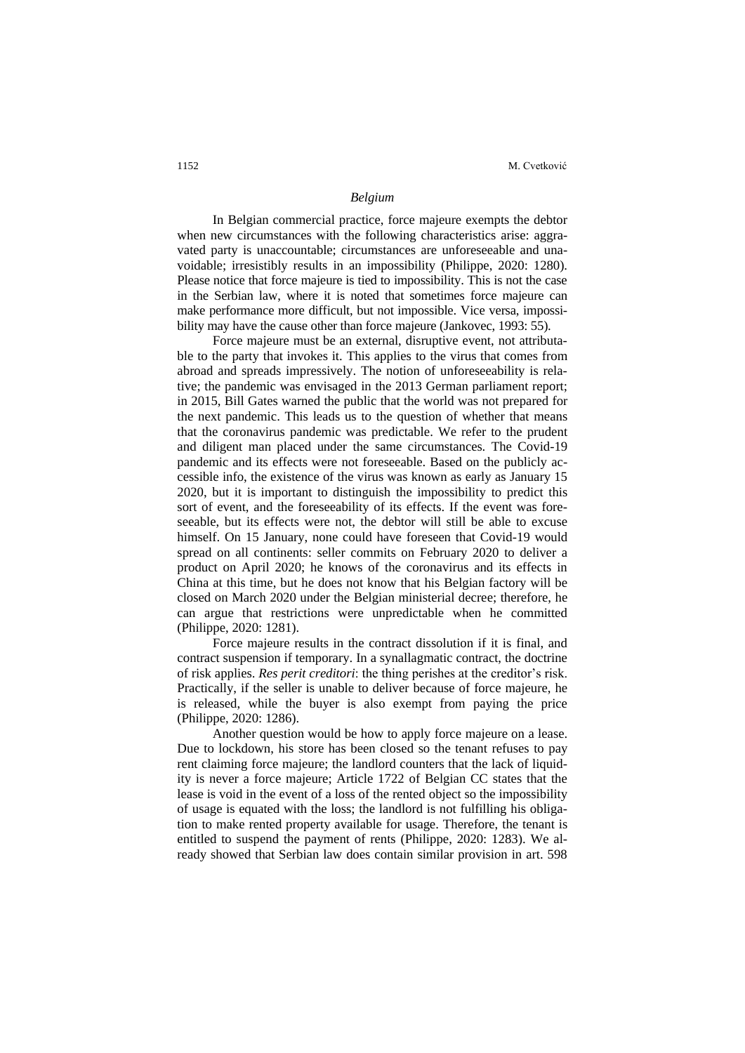### *Belgium*

In Belgian commercial practice, force majeure exempts the debtor when new circumstances with the following characteristics arise: aggravated party is unaccountable; circumstances are unforeseeable and unavoidable; irresistibly results in an impossibility (Philippe, 2020: 1280). Please notice that force majeure is tied to impossibility. This is not the case in the Serbian law, where it is noted that sometimes force majeure can make performance more difficult, but not impossible. Vice versa, impossibility may have the cause other than force majeure (Jankovec, 1993: 55).

Force majeure must be an external, disruptive event, not attributable to the party that invokes it. This applies to the virus that comes from abroad and spreads impressively. The notion of unforeseeability is relative; the pandemic was envisaged in the 2013 German parliament report; in 2015, Bill Gates warned the public that the world was not prepared for the next pandemic. This leads us to the question of whether that means that the coronavirus pandemic was predictable. We refer to the prudent and diligent man placed under the same circumstances. The Covid-19 pandemic and its effects were not foreseeable. Based on the publicly accessible info, the existence of the virus was known as early as January 15 2020, but it is important to distinguish the impossibility to predict this sort of event, and the foreseeability of its effects. If the event was foreseeable, but its effects were not, the debtor will still be able to excuse himself. On 15 January, none could have foreseen that Covid-19 would spread on all continents: seller commits on February 2020 to deliver a product on April 2020; he knows of the coronavirus and its effects in China at this time, but he does not know that his Belgian factory will be closed on March 2020 under the Belgian ministerial decree; therefore, he can argue that restrictions were unpredictable when he committed (Philippe, 2020: 1281).

Force majeure results in the contract dissolution if it is final, and contract suspension if temporary. In a synallagmatic contract, the doctrine of risk applies. *Res perit creditori*: the thing perishes at the creditor's risk. Practically, if the seller is unable to deliver because of force majeure, he is released, while the buyer is also exempt from paying the price (Philippe, 2020: 1286).

Another question would be how to apply force majeure on a lease. Due to lockdown, his store has been closed so the tenant refuses to pay rent claiming force majeure; the landlord counters that the lack of liquidity is never a force majeure; Article 1722 of Belgian CC states that the lease is void in the event of a loss of the rented object so the impossibility of usage is equated with the loss; the landlord is not fulfilling his obligation to make rented property available for usage. Therefore, the tenant is entitled to suspend the payment of rents (Philippe, 2020: 1283). We already showed that Serbian law does contain similar provision in art. 598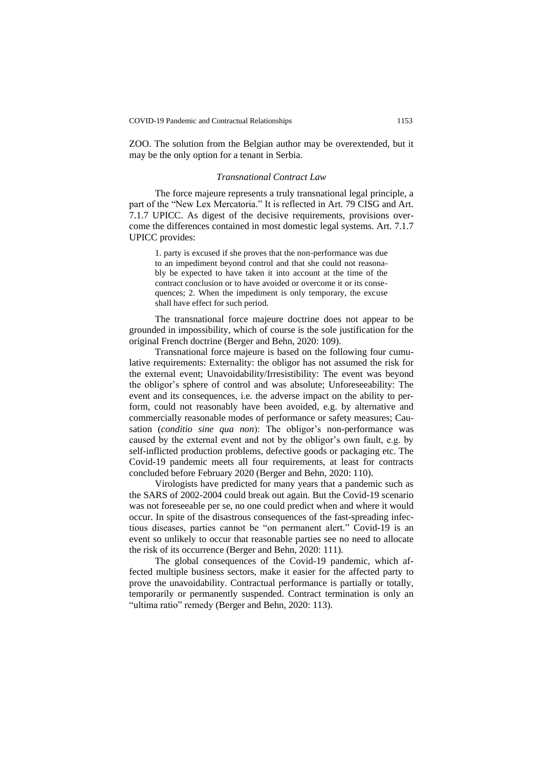ZOO. The solution from the Belgian author may be overextended, but it may be the only option for a tenant in Serbia.

### *Transnational Contract Law*

The force majeure represents a truly transnational legal principle, a part of the "New Lex Mercatoria." It is reflected in Art. 79 CISG and Art. 7.1.7 UPICC. As digest of the decisive requirements, provisions overcome the differences contained in most domestic legal systems. Art. 7.1.7 UPICC provides:

> 1. party is excused if she proves that the non-performance was due to an impediment beyond control and that she could not reasonably be expected to have taken it into account at the time of the contract conclusion or to have avoided or overcome it or its consequences; 2. When the impediment is only temporary, the excuse shall have effect for such period.

The transnational force majeure doctrine does not appear to be grounded in impossibility, which of course is the sole justification for the original French doctrine (Berger and Behn, 2020: 109).

Transnational force majeure is based on the following four cumulative requirements: Externality: the obligor has not assumed the risk for the external event; Unavoidability/Irresistibility: The event was beyond the obligor's sphere of control and was absolute; Unforeseeability: The event and its consequences, i.e. the adverse impact on the ability to perform, could not reasonably have been avoided, e.g. by alternative and commercially reasonable modes of performance or safety measures; Causation (*conditio sine qua non*): The obligor's non-performance was caused by the external event and not by the obligor's own fault, e.g. by self-inflicted production problems, defective goods or packaging etc. The Covid-19 pandemic meets all four requirements, at least for contracts concluded before February 2020 (Berger and Behn, 2020: 110).

Virologists have predicted for many years that a pandemic such as the SARS of 2002-2004 could break out again. But the Covid-19 scenario was not foreseeable per se, no one could predict when and where it would occur. In spite of the disastrous consequences of the fast-spreading infectious diseases, parties cannot be "on permanent alert." Covid-19 is an event so unlikely to occur that reasonable parties see no need to allocate the risk of its occurrence (Berger and Behn, 2020: 111).

The global consequences of the Covid-19 pandemic, which affected multiple business sectors, make it easier for the affected party to prove the unavoidability. Contractual performance is partially or totally, temporarily or permanently suspended. Contract termination is only an "ultima ratio" remedy (Berger and Behn, 2020: 113).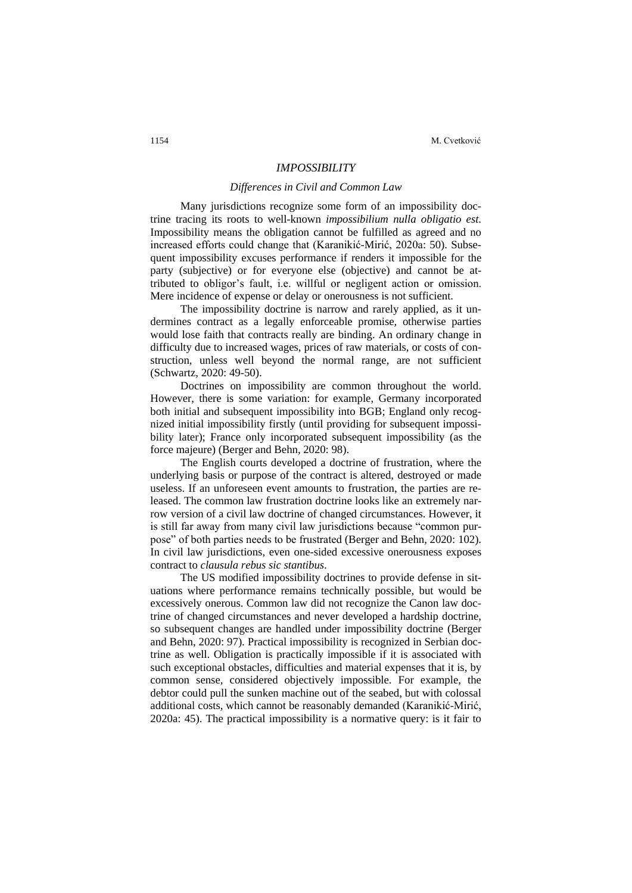## *IMPOSSIBILITY*

### *Differences in Civil and Common Law*

Many jurisdictions recognize some form of an impossibility doctrine tracing its roots to well-known *impossibilium nulla obligatio est*. Impossibility means the obligation cannot be fulfilled as agreed and no increased efforts could change that (Karanikić-Mirić, 2020a: 50). Subsequent impossibility excuses performance if renders it impossible for the party (subjective) or for everyone else (objective) and cannot be attributed to obligor's fault, i.e. willful or negligent action or omission. Mere incidence of expense or delay or onerousness is not sufficient.

The impossibility doctrine is narrow and rarely applied, as it undermines contract as a legally enforceable promise, otherwise parties would lose faith that contracts really are binding. An ordinary change in difficulty due to increased wages, prices of raw materials, or costs of construction, unless well beyond the normal range, are not sufficient (Schwartz, 2020: 49-50).

Doctrines on impossibility are common throughout the world. However, there is some variation: for example, Germany incorporated both initial and subsequent impossibility into BGB; England only recognized initial impossibility firstly (until providing for subsequent impossibility later); France only incorporated subsequent impossibility (as the force majeure) (Berger and Behn, 2020: 98).

The English courts developed a doctrine of frustration, where the underlying basis or purpose of the contract is altered, destroyed or made useless. If an unforeseen event amounts to frustration, the parties are released. The common law frustration doctrine looks like an extremely narrow version of a civil law doctrine of changed circumstances. However, it is still far away from many civil law jurisdictions because "common purpose" of both parties needs to be frustrated (Berger and Behn, 2020: 102). In civil law jurisdictions, even one-sided excessive onerousness exposes contract to *clausula rebus sic stantibus*.

The US modified impossibility doctrines to provide defense in situations where performance remains technically possible, but would be excessively onerous. Common law did not recognize the Canon law doctrine of changed circumstances and never developed a hardship doctrine, so subsequent changes are handled under impossibility doctrine (Berger and Behn, 2020: 97). Practical impossibility is recognized in Serbian doctrine as well. Obligation is practically impossible if it is associated with such exceptional obstacles, difficulties and material expenses that it is, by common sense, considered objectively impossible. For example, the debtor could pull the sunken machine out of the seabed, but with colossal additional costs, which cannot be reasonably demanded (Karanikić-Mirić, 2020a: 45). The practical impossibility is a normative query: is it fair to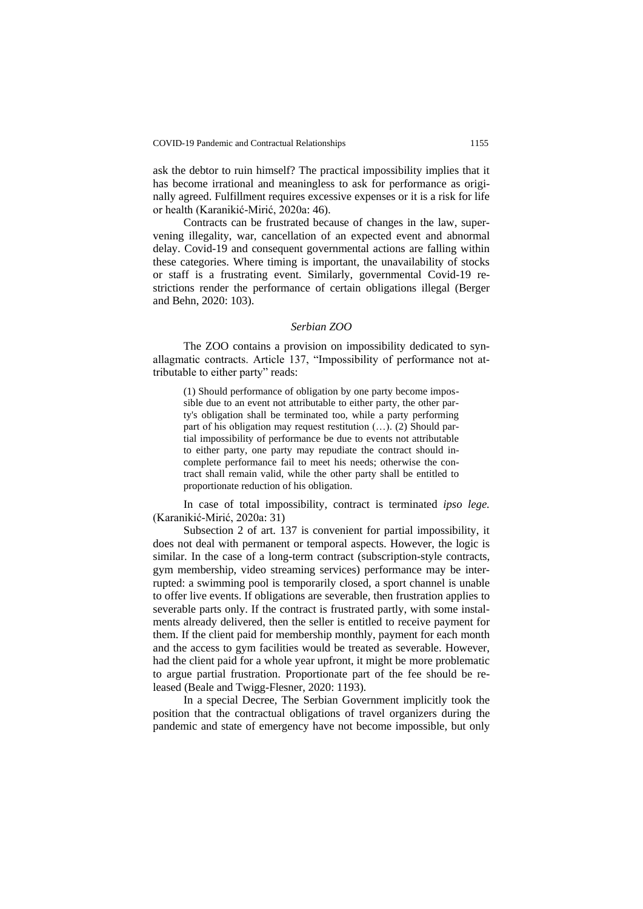ask the debtor to ruin himself? The practical impossibility implies that it has become irrational and meaningless to ask for performance as originally agreed. Fulfillment requires excessive expenses or it is a risk for life or health (Karanikić-Mirić, 2020a: 46).

Contracts can be frustrated because of changes in the law, supervening illegality, war, cancellation of an expected event and abnormal delay. Covid-19 and consequent governmental actions are falling within these categories. Where timing is important, the unavailability of stocks or staff is a frustrating event. Similarly, governmental Covid-19 restrictions render the performance of certain obligations illegal (Berger and Behn, 2020: 103).

### *Serbian ZOO*

The ZOO contains a provision on impossibility dedicated to synallagmatic contracts. Article 137, "Impossibility of performance not attributable to either party" reads:

> (1) Should performance of obligation by one party become impossible due to an event not attributable to either party, the other party's obligation shall be terminated too, while a party performing part of his obligation may request restitution (…). (2) Should partial impossibility of performance be due to events not attributable to either party, one party may repudiate the contract should incomplete performance fail to meet his needs; otherwise the contract shall remain valid, while the other party shall be entitled to proportionate reduction of his obligation.

In case of total impossibility, contract is terminated *ipso lege.* (Karanikić-Mirić, 2020a: 31)

Subsection 2 of art. 137 is convenient for partial impossibility, it does not deal with permanent or temporal aspects. However, the logic is similar. In the case of a long-term contract (subscription-style contracts, gym membership, video streaming services) performance may be interrupted: a swimming pool is temporarily closed, a sport channel is unable to offer live events. If obligations are severable, then frustration applies to severable parts only. If the contract is frustrated partly, with some instalments already delivered, then the seller is entitled to receive payment for them. If the client paid for membership monthly, payment for each month and the access to gym facilities would be treated as severable. However, had the client paid for a whole year upfront, it might be more problematic to argue partial frustration. Proportionate part of the fee should be released (Beale and Twigg-Flesner, 2020: 1193).

In a special Decree, The Serbian Government implicitly took the position that the contractual obligations of travel organizers during the pandemic and state of emergency have not become impossible, but only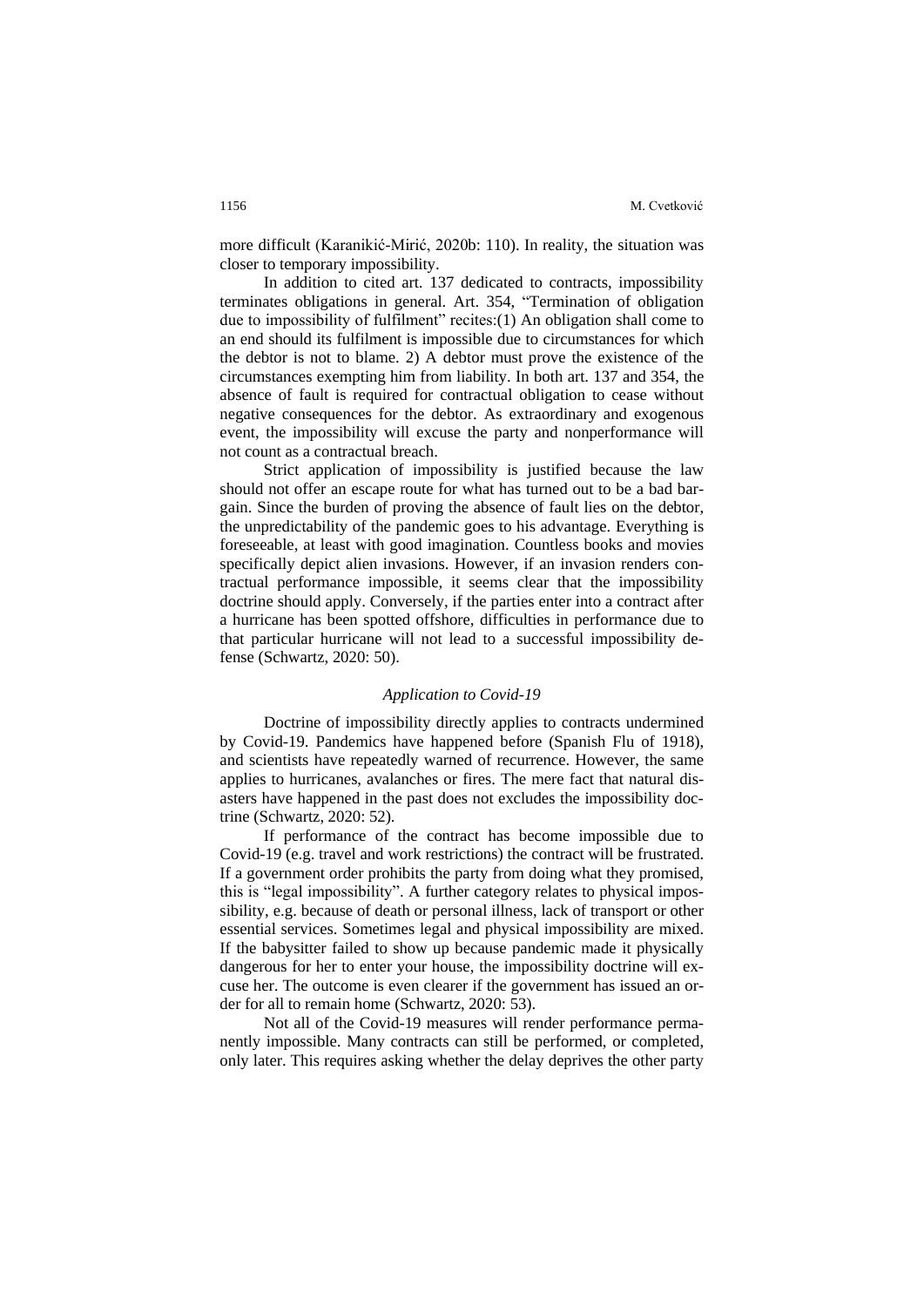more difficult (Karanikić-Mirić, 2020b: 110). In reality, the situation was closer to temporary impossibility.

In addition to cited art. 137 dedicated to contracts, impossibility terminates obligations in general. Art. 354, "Termination of obligation due to impossibility of fulfilment" recites:(1) An obligation shall come to an end should its fulfilment is impossible due to circumstances for which the debtor is not to blame. 2) A debtor must prove the existence of the circumstances exempting him from liability. In both art. 137 and 354, the absence of fault is required for contractual obligation to cease without negative consequences for the debtor. As extraordinary and exogenous event, the impossibility will excuse the party and nonperformance will not count as a contractual breach.

Strict application of impossibility is justified because the law should not offer an escape route for what has turned out to be a bad bargain. Since the burden of proving the absence of fault lies on the debtor, the unpredictability of the pandemic goes to his advantage. Everything is foreseeable, at least with good imagination. Countless books and movies specifically depict alien invasions. However, if an invasion renders contractual performance impossible, it seems clear that the impossibility doctrine should apply. Conversely, if the parties enter into a contract after a hurricane has been spotted offshore, difficulties in performance due to that particular hurricane will not lead to a successful impossibility defense (Schwartz, 2020: 50).

### *Application to Covid-19*

Doctrine of impossibility directly applies to contracts undermined by Covid-19. Pandemics have happened before (Spanish Flu of 1918), and scientists have repeatedly warned of recurrence. However, the same applies to hurricanes, avalanches or fires. The mere fact that natural disasters have happened in the past does not excludes the impossibility doctrine (Schwartz, 2020: 52).

If performance of the contract has become impossible due to Covid-19 (e.g. travel and work restrictions) the contract will be frustrated. If a government order prohibits the party from doing what they promised, this is "legal impossibility". A further category relates to physical impossibility, e.g. because of death or personal illness, lack of transport or other essential services. Sometimes legal and physical impossibility are mixed. If the babysitter failed to show up because pandemic made it physically dangerous for her to enter your house, the impossibility doctrine will excuse her. The outcome is even clearer if the government has issued an order for all to remain home (Schwartz, 2020: 53).

Not all of the Covid-19 measures will render performance permanently impossible. Many contracts can still be performed, or completed, only later. This requires asking whether the delay deprives the other party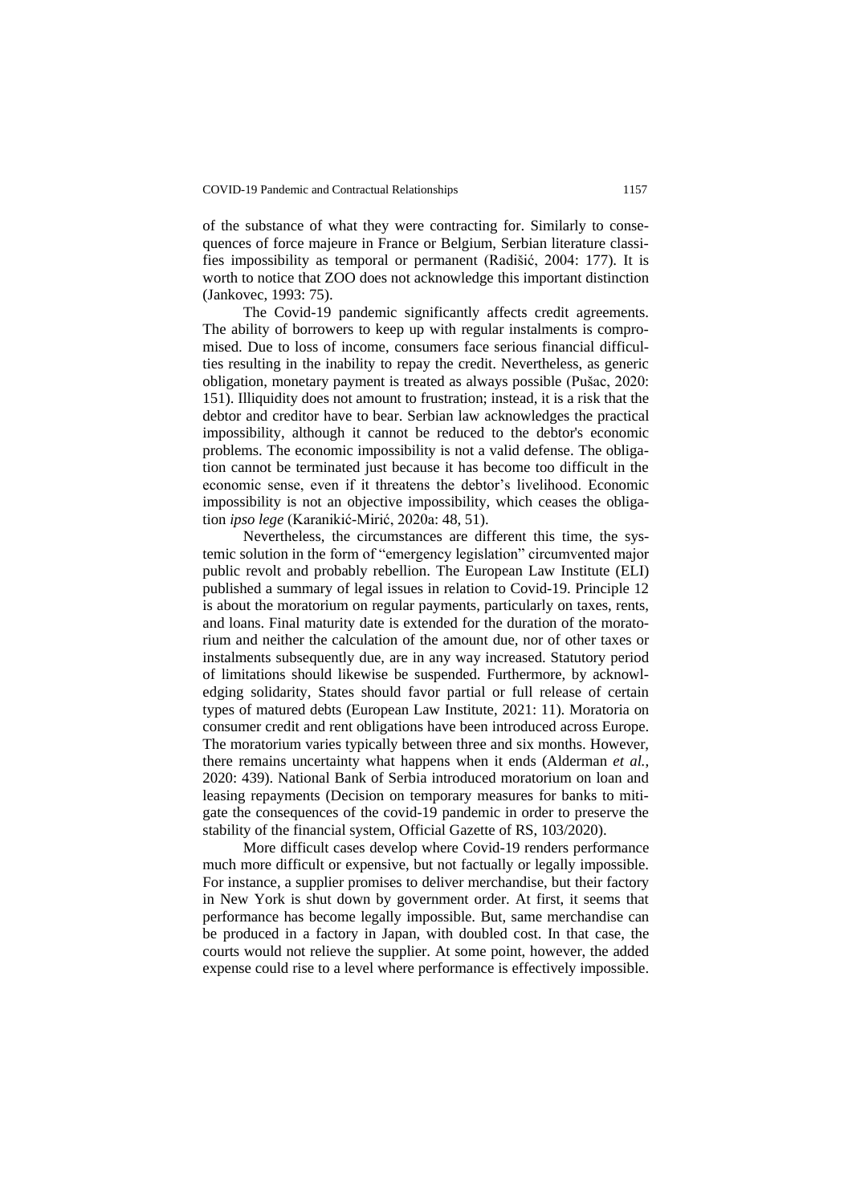of the substance of what they were contracting for. Similarly to consequences of force majeure in France or Belgium, Serbian literature classifies impossibility as temporal or permanent (Radišić, 2004: 177). It is worth to notice that ZOO does not acknowledge this important distinction (Jankovec, 1993: 75).

The Covid-19 pandemic significantly affects credit agreements. The ability of borrowers to keep up with regular instalments is compromised. Due to loss of income, consumers face serious financial difficulties resulting in the inability to repay the credit. Nevertheless, as generic obligation, monetary payment is treated as always possible (Pušac, 2020: 151). Illiquidity does not amount to frustration; instead, it is a risk that the debtor and creditor have to bear. Serbian law acknowledges the practical impossibility, although it cannot be reduced to the debtor's economic problems. The economic impossibility is not a valid defense. The obligation cannot be terminated just because it has become too difficult in the economic sense, even if it threatens the debtor's livelihood. Economic impossibility is not an objective impossibility, which ceases the obligation *ipso lege* (Karanikić-Mirić, 2020a: 48, 51).

Nevertheless, the circumstances are different this time, the systemic solution in the form of "emergency legislation" circumvented major public revolt and probably rebellion. The European Law Institute (ELI) published a summary of legal issues in relation to Covid-19. Principle 12 is about the moratorium on regular payments, particularly on taxes, rents, and loans. Final maturity date is extended for the duration of the moratorium and neither the calculation of the amount due, nor of other taxes or instalments subsequently due, are in any way increased. Statutory period of limitations should likewise be suspended. Furthermore, by acknowledging solidarity, States should favor partial or full release of certain types of matured debts (European Law Institute, 2021: 11). Moratoria on consumer credit and rent obligations have been introduced across Europe. The moratorium varies typically between three and six months. However, there remains uncertainty what happens when it ends (Alderman *et al.*, 2020: 439). National Bank of Serbia introduced moratorium on loan and leasing repayments (Decision on temporary measures for banks to mitigate the consequences of the covid-19 pandemic in order to preserve the stability of the financial system, Official Gazette of RS, 103/2020).

More difficult cases develop where Covid-19 renders performance much more difficult or expensive, but not factually or legally impossible. For instance, a supplier promises to deliver merchandise, but their factory in New York is shut down by government order. At first, it seems that performance has become legally impossible. But, same merchandise can be produced in a factory in Japan, with doubled cost. In that case, the courts would not relieve the supplier. At some point, however, the added expense could rise to a level where performance is effectively impossible.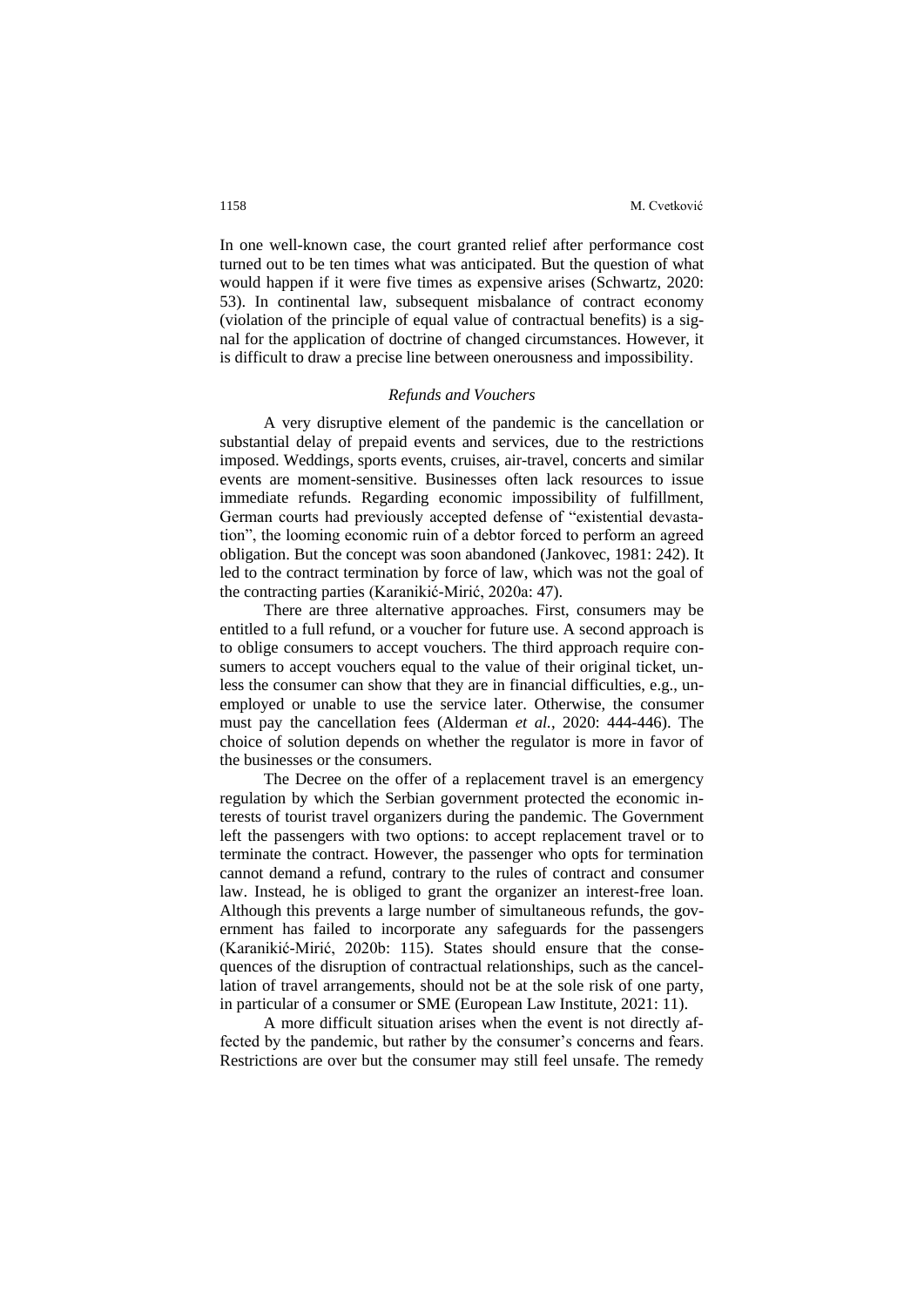In one well-known case, the court granted relief after performance cost turned out to be ten times what was anticipated. But the question of what would happen if it were five times as expensive arises (Schwartz, 2020: 53). In continental law, subsequent misbalance of contract economy (violation of the principle of equal value of contractual benefits) is a signal for the application of doctrine of changed circumstances. However, it is difficult to draw a precise line between onerousness and impossibility.

### *Refunds and Vouchers*

A very disruptive element of the pandemic is the cancellation or substantial delay of prepaid events and services, due to the restrictions imposed. Weddings, sports events, cruises, air-travel, concerts and similar events are moment-sensitive. Businesses often lack resources to issue immediate refunds. Regarding economic impossibility of fulfillment, German courts had previously accepted defense of "existential devastation", the looming economic ruin of a debtor forced to perform an agreed obligation. But the concept was soon abandoned (Jankovec, 1981: 242). It led to the contract termination by force of law, which was not the goal of the contracting parties (Karanikić-Mirić, 2020a: 47).

There are three alternative approaches. First, consumers may be entitled to a full refund, or a voucher for future use. A second approach is to oblige consumers to accept vouchers. The third approach require consumers to accept vouchers equal to the value of their original ticket, unless the consumer can show that they are in financial difficulties, e.g., unemployed or unable to use the service later. Otherwise, the consumer must pay the cancellation fees (Alderman *et al.*, 2020: 444-446). The choice of solution depends on whether the regulator is more in favor of the businesses or the consumers.

The Decree on the offer of a replacement travel is an emergency regulation by which the Serbian government protected the economic interests of tourist travel organizers during the pandemic. The Government left the passengers with two options: to accept replacement travel or to terminate the contract. However, the passenger who opts for termination cannot demand a refund, contrary to the rules of contract and consumer law. Instead, he is obliged to grant the organizer an interest-free loan. Although this prevents a large number of simultaneous refunds, the government has failed to incorporate any safeguards for the passengers (Karanikić-Mirić, 2020b: 115). States should ensure that the consequences of the disruption of contractual relationships, such as the cancellation of travel arrangements, should not be at the sole risk of one party, in particular of a consumer or SME (European Law Institute, 2021: 11).

A more difficult situation arises when the event is not directly affected by the pandemic, but rather by the consumer's concerns and fears. Restrictions are over but the consumer may still feel unsafe. The remedy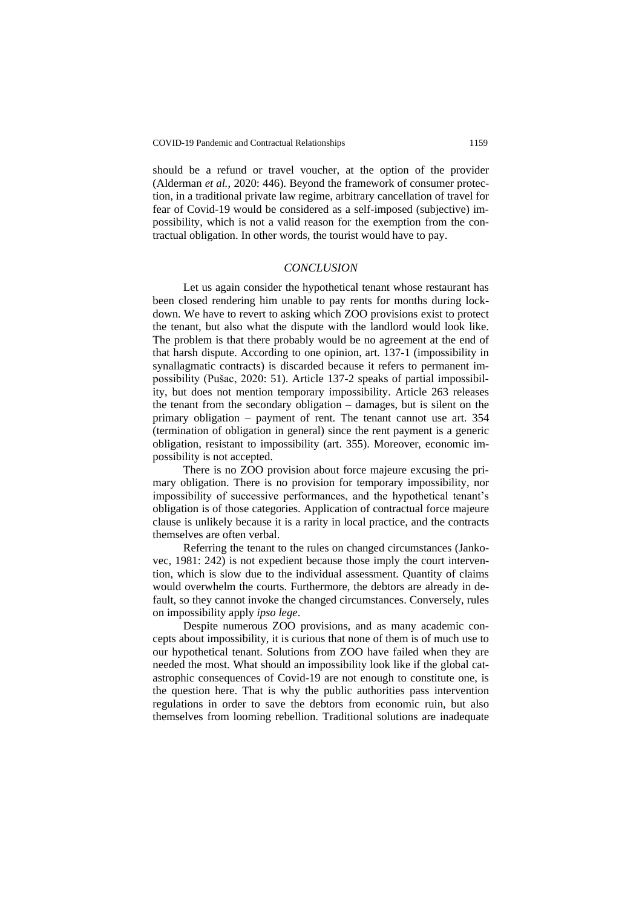should be a refund or travel voucher, at the option of the provider (Alderman *et al.*, 2020: 446). Beyond the framework of consumer protection, in a traditional private law regime, arbitrary cancellation of travel for fear of Covid-19 would be considered as a self-imposed (subjective) impossibility, which is not a valid reason for the exemption from the contractual obligation. In other words, the tourist would have to pay.

## *CONCLUSION*

Let us again consider the hypothetical tenant whose restaurant has been closed rendering him unable to pay rents for months during lockdown. We have to revert to asking which ZOO provisions exist to protect the tenant, but also what the dispute with the landlord would look like. The problem is that there probably would be no agreement at the end of that harsh dispute. According to one opinion, art. 137-1 (impossibility in synallagmatic contracts) is discarded because it refers to permanent impossibility (Pušac, 2020: 51). Article 137-2 speaks of partial impossibility, but does not mention temporary impossibility. Article 263 releases the tenant from the secondary obligation – damages, but is silent on the primary obligation – payment of rent. The tenant cannot use art. 354 (termination of obligation in general) since the rent payment is a generic obligation, resistant to impossibility (art. 355). Moreover, economic impossibility is not accepted.

There is no ZOO provision about force majeure excusing the primary obligation. There is no provision for temporary impossibility, nor impossibility of successive performances, and the hypothetical tenant's obligation is of those categories. Application of contractual force majeure clause is unlikely because it is a rarity in local practice, and the contracts themselves are often verbal.

Referring the tenant to the rules on changed circumstances (Jankovec, 1981: 242) is not expedient because those imply the court intervention, which is slow due to the individual assessment. Quantity of claims would overwhelm the courts. Furthermore, the debtors are already in default, so they cannot invoke the changed circumstances. Conversely, rules on impossibility apply *ipso lege*.

Despite numerous ZOO provisions, and as many academic concepts about impossibility, it is curious that none of them is of much use to our hypothetical tenant. Solutions from ZOO have failed when they are needed the most. What should an impossibility look like if the global catastrophic consequences of Covid-19 are not enough to constitute one, is the question here. That is why the public authorities pass intervention regulations in order to save the debtors from economic ruin, but also themselves from looming rebellion. Traditional solutions are inadequate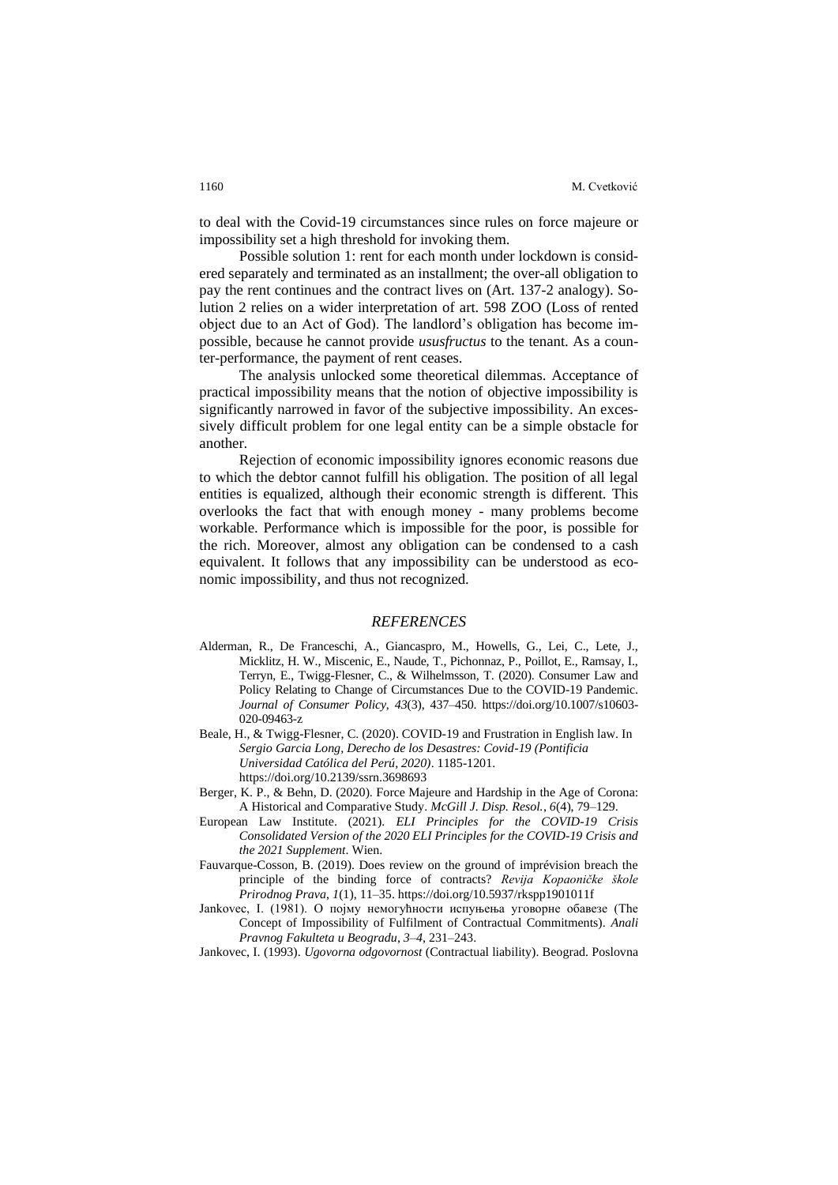to deal with the Covid-19 circumstances since rules on force majeure or impossibility set a high threshold for invoking them.

Possible solution 1: rent for each month under lockdown is considered separately and terminated as an installment; the over-all obligation to pay the rent continues and the contract lives on (Art. 137-2 analogy). Solution 2 relies on a wider interpretation of art. 598 ZOO (Loss of rented object due to an Act of God). The landlord's obligation has become impossible, because he cannot provide *ususfructus* to the tenant. As a counter-performance, the payment of rent ceases.

The analysis unlocked some theoretical dilemmas. Acceptance of practical impossibility means that the notion of objective impossibility is significantly narrowed in favor of the subjective impossibility. An excessively difficult problem for one legal entity can be a simple obstacle for another.

Rejection of economic impossibility ignores economic reasons due to which the debtor cannot fulfill his obligation. The position of all legal entities is equalized, although their economic strength is different. This overlooks the fact that with enough money - many problems become workable. Performance which is impossible for the poor, is possible for the rich. Moreover, almost any obligation can be condensed to a cash equivalent. It follows that any impossibility can be understood as economic impossibility, and thus not recognized.

## *REFERENCES*

Alderman, R., De Franceschi, A., Giancaspro, M., Howells, G., Lei, C., Lete, J., Micklitz, H. W., Miscenic, E., Naude, T., Pichonnaz, P., Poillot, E., Ramsay, I., Terryn, E., Twigg-Flesner, C., & Wilhelmsson, T. (2020). Consumer Law and Policy Relating to Change of Circumstances Due to the COVID-19 Pandemic. *Journal of Consumer Policy*, *43*(3), 437–450. https://doi.org/10.1007/s10603-020-09463-z

Beale, H., & Twigg-Flesner, C. (2020). COVID-19 and Frustration in English law. In *Sergio Garcia Long, Derecho de los Desastres: Covid-19 (Pontificia Universidad Católica del Perú, 2020)*. 1185-1201. https://doi.org/10.2139/ssrn.3698693

Berger, K. P., & Behn, D. (2020). Force Majeure and Hardship in the Age of Corona: A Historical and Comparative Study. *McGill J. Disp. Resol.*, *6*(4), 79–129.

European Law Institute. (2021). *ELI Principles for the COVID-19 Crisis Consolidated Version of the 2020 ELI Principles for the COVID-19 Crisis and the 2021 Supplement*. Wien.

Fauvarque-Cosson, B. (2019). Does review on the ground of imprévision breach the principle of the binding force of contracts? *Revija Kopaoničke škole Prirodnog Prava*, *1*(1), 11–35. https://doi.org/10.5937/rkspp1901011f

Jankovec, I. (1981). О појму немогућности испуњења уговорне обавезе (The Concept of Impossibility of Fulfilment of Contractual Commitments). *Anali Pravnog Fakulteta u Beogradu*, *3–4*, 231–243.

Jankovec, I. (1993). *Ugovorna odgovornost* (Contractual liability). Beograd. Poslovna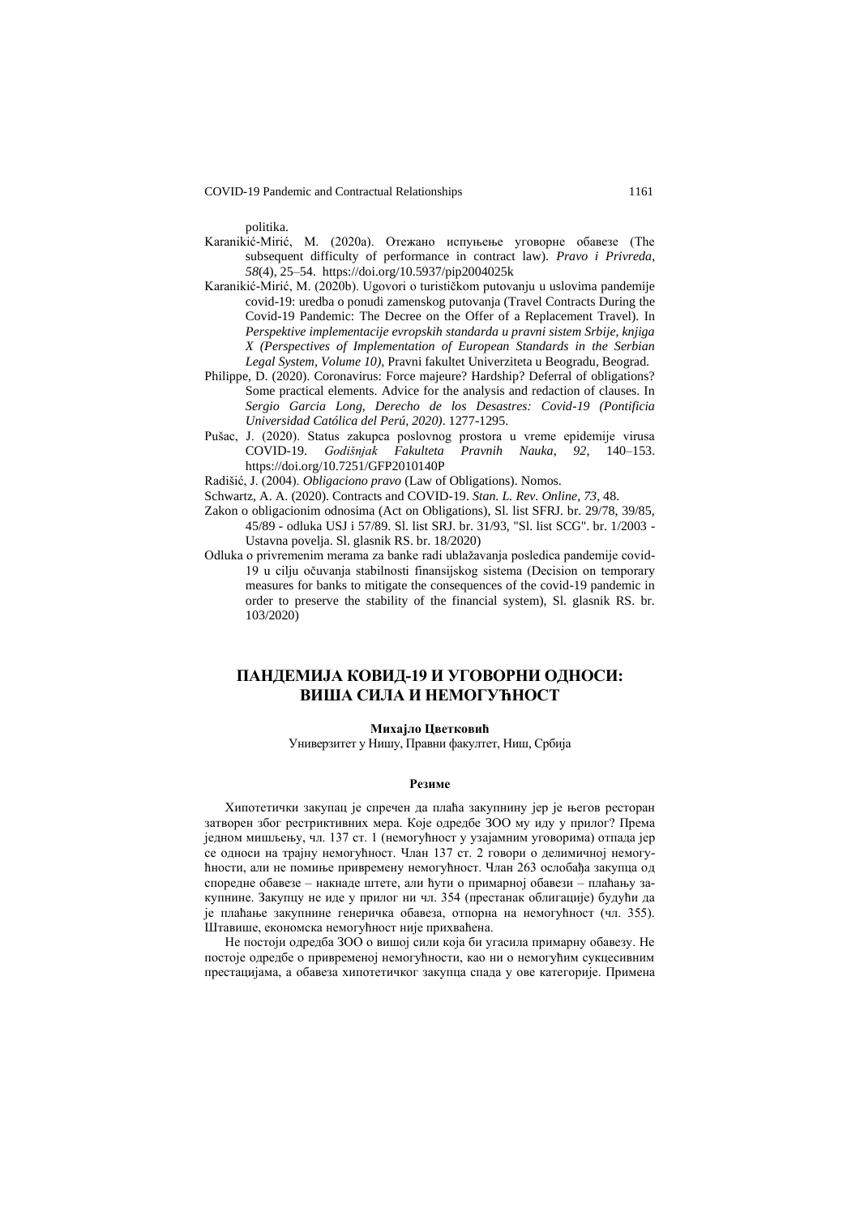politika.

Karanikić-Mirić, M. (2020a). Отежано испуњење уговорне обавезе (The subsequent difficulty of performance in contract law). *Pravo i Privreda*, *58*(4), 25–54. https://doi.org/10.5937/pip2004025k

Karanikić-Mirić, M. (2020b). Ugovori o turističkom putovanju u uslovima pandemije covid-19: uredba o ponudi zamenskog putovanja (Travel Contracts During the Covid-19 Pandemic: The Decree on the Offer of a Replacement Travel). In *Perspektive implementacije evropskih standarda u pravni sistem Srbije, knjiga X (Perspectives of Implementation of European Standards in the Serbian Legal System, Volume 10)*, Pravni fakultet Univerziteta u Beogradu, Beograd.

Philippe, D. (2020). Coronavirus: Force majeure? Hardship? Deferral of obligations? Some practical elements. Advice for the analysis and redaction of clauses. In *Sergio Garcia Long, Derecho de los Desastres: Covid-19 (Pontificia Universidad Católica del Perú, 2020)*. 1277-1295.

Pušac, J. (2020). Status zakupca poslovnog prostora u vreme epidemije virusa COVID-19. *Godišnjak Fakulteta Pravnih Nauka*, *92*, 140–153. https://doi.org/10.7251/GFP2010140P

Radišić, J. (2004). *Obligaciono pravo* (Law of Obligations). Nomos.

Schwartz, A. A. (2020). Contracts and COVID-19. *Stan. L. Rev. Online*, *73*, 48.

Zakon o obligacionim odnosima (Act on Obligations), Sl. list SFRJ. br. 29/78, 39/85, 45/89 - odluka USJ i 57/89. Sl. list SRJ. br. 31/93, "Sl. list SCG". br. 1/2003 - Ustavna povelja. Sl. glasnik RS. br. 18/2020)

Odluka o privremenim merama za banke radi ublažavanja posledica pandemije covid-19 u cilju očuvanja stabilnosti finansijskog sistema (Decision on temporary measures for banks to mitigate the consequences of the covid-19 pandemic in order to preserve the stability of the financial system), Sl. glasnik RS. br. 103/2020)

# ПАНДЕМИЈА КОВИД-19 И УГОВОРНИ ОДНОСИ: ВИША СИЛА И НЕМОГУЋНОСТ

**Михајло Цветковић**

Универзитет у Нишу, Правни факултет, Ниш, Србија

**Резиме**

Хипотетички закупац је спречен да плаћа закупнину јер је његов ресторан затворен због рестриктивних мера. Које одредбе ЗОО му иду у прилог? Према једном мишљењу, чл. 137 ст. 1 (немогућност у узајамним уговорима) отпада јер се односи на трајну немогућност. Члан 137 ст. 2 говори о делимичној немогућности, али не помиње привремену немогућност. Члан 263 ослобађа закупца од споредне обавезе – накнаде штете, али ћути о примарној обавези – плаћању закупнине. Закупцу не иде у прилог ни чл. 354 (престанак облигације) будући да је плаћање закупнине генеричка обавеза, отпорна на немогућност (чл. 355). Штавише, економска немогућност није прихваћена.

Не постоји одредба ЗОО о вишој сили која би угасила примарну обавезу. Не постоје одредбе о привременој немогућности, као ни о немогућим сукцесивним престацијама, а обавеза хипотетичког закупца спада у ове категорије. Примена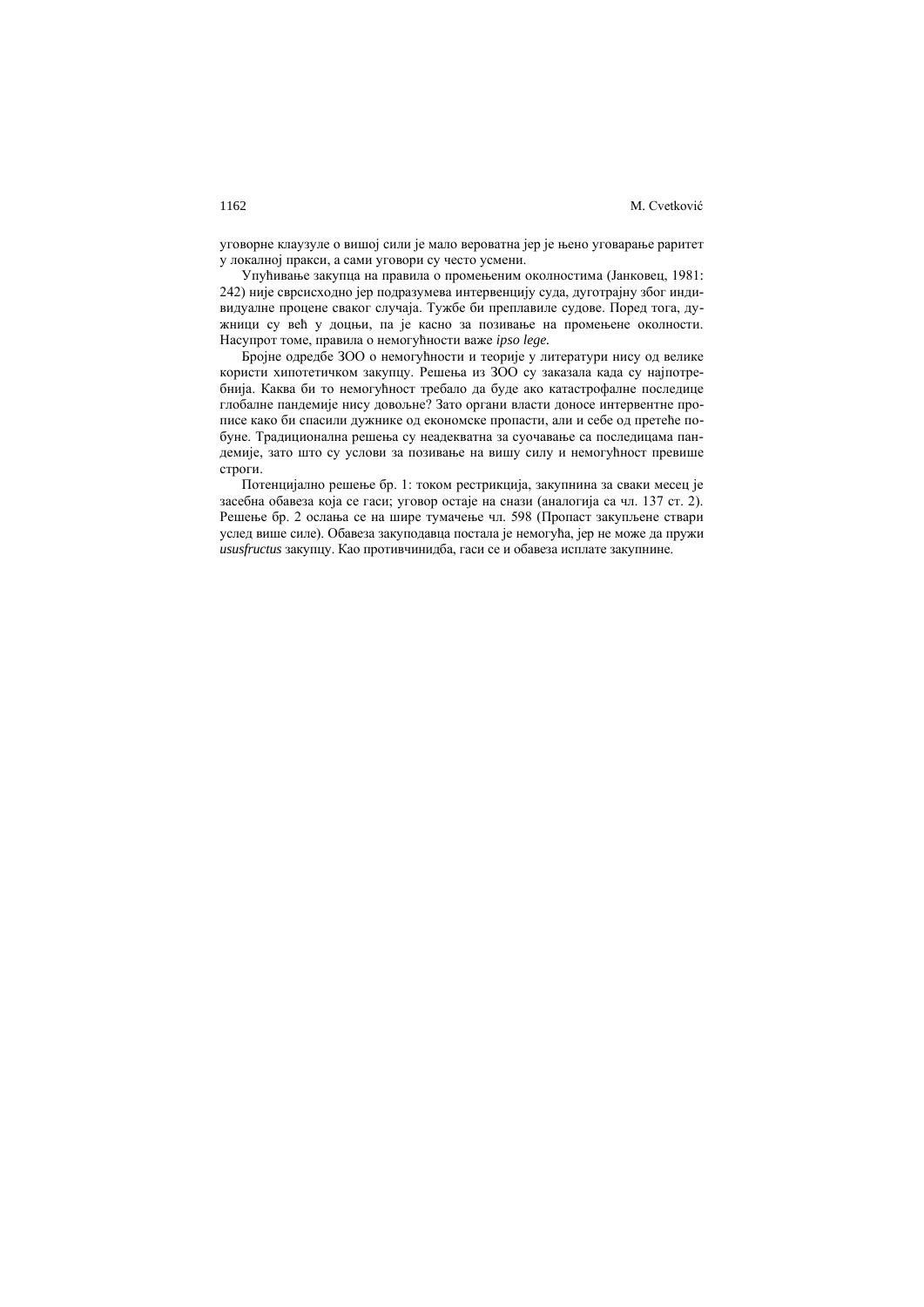уговорне клаузуле о вишој сили је мало вероватна јер је њено уговарање раритет у локалној пракси, а сами уговори су често усмени.

Упућивање закупца на правила о промењеним околностима (Јанковец, 1981: 242) није сврсисходно јер подразумева интервенцију суда, дуготрајну због индивидуалне процене сваког случаја. Тужбе би преплавиле судове. Поред тога, дужници су већ у доцњи, па је касно за позивање на промењене околности. Насупрот томе, правила о немогућности важе *ipso lege.*

Бројне одредбе ЗОО о немогућности и теорије у литератури нису од велике користи хипотетичком закупцу. Решења из ЗОО су заказала када су најпотребнија. Каква би то немогућност требало да буде ако катастрофалне последице глобалне пандемије нису довољне? Зато органи власти доносе интервентне прописе како би спасили дужнике од економске пропасти, али и себе од претеће побуне. Традиционална решења су неадекватна за суочавање са последицама пандемије, зато што су услови за позивање на вишу силу и немогућност превише строги.

Потенцијално решење бр. 1: током рестрикција, закупнина за сваки месец је засебна обавеза која се гаси; уговор остаје на снази (аналогија са чл. 137 ст. 2). Решење бр. 2 ослања се на шире тумачење чл. 598 (Пропаст закупљене ствари услед више силе). Обавеза закуподавца постала је немогућа, јер не може да пружи *ususfructus* закупцу. Као противчинидба, гаси се и обавеза исплате закупнине.